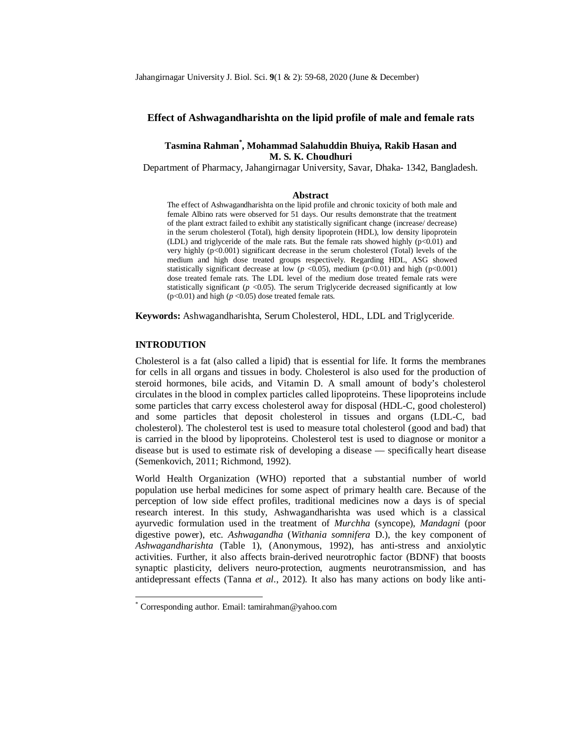# Effect of Ashwagandharishta on the lipid profile of male and female rats

**Tasmina Rahman*, Mohammad Salahuddin Bhuiya, Rakib Hasan and M. S. K. Choudhuri**

Department of Pharmacy, Jahangirnagar University, Savar, Dhaka- 1342, Bangladesh.

## Abstract

The effect of Ashwagandharishta on the lipid profile and chronic toxicity of both male and female Albino rats were observed for 51 days. Our results demonstrate that the treatment of the plant extract failed to exhibit any statistically significant change (increase/ decrease) in the serum cholesterol (Total), high density lipoprotein (HDL), low density lipoprotein (LDL) and triglyceride of the male rats. But the female rats showed highly ($p<0.01$) and very highly ($p<0.001$) significant decrease in the serum cholesterol (Total) levels of the medium and high dose treated groups respectively. Regarding HDL, ASG showed statistically significant decrease at low ($p<0.05$), medium ($p<0.01$) and high ($p<0.001$) dose treated female rats. The LDL level of the medium dose treated female rats were statistically significant ($p<0.05$). The serum Triglyceride decreased significantly at low ($p<0.01$) and high ($p<0.05$) dose treated female rats.

**Keywords:** Ashwagandharishta, Serum Cholesterol, HDL, LDL and Triglyceride.

## INTRODUTION

Cholesterol is a fat (also called a lipid) that is essential for life. It forms the membranes for cells in all organs and tissues in body. Cholesterol is also used for the production of steroid hormones, bile acids, and Vitamin D. A small amount of body's cholesterol circulates in the blood in complex particles called lipoproteins. These lipoproteins include some particles that carry excess cholesterol away for disposal (HDL-C, good cholesterol) and some particles that deposit cholesterol in tissues and organs (LDL-C, bad cholesterol). The cholesterol test is used to measure total cholesterol (good and bad) that is carried in the blood by lipoproteins. Cholesterol test is used to diagnose or monitor a disease but is used to estimate risk of developing a disease — specifically heart disease (Semenkovich, 2011; Richmond, 1992).

World Health Organization (WHO) reported that a substantial number of world population use herbal medicines for some aspect of primary health care. Because of the perception of low side effect profiles, traditional medicines now a days is of special research interest. In this study, Ashwagandharishta was used which is a classical ayurvedic formulation used in the treatment of *Murchha* (syncope), *Mandagni* (poor digestive power), etc. *Ashwagandha* (*Withania somnifera* D.), the key component of *Ashwagandharishta* (Table 1), (Anonymous, 1992), has anti-stress and anxiolytic activities. Further, it also affects brain-derived neurotrophic factor (BDNF) that boosts synaptic plasticity, delivers neuro-protection, augments neurotransmission, and has antidepressant effects (Tanna *et al.*, 2012). It also has many actions on body like anti-

---

* Corresponding author. Email: tamirahman@yahoo.com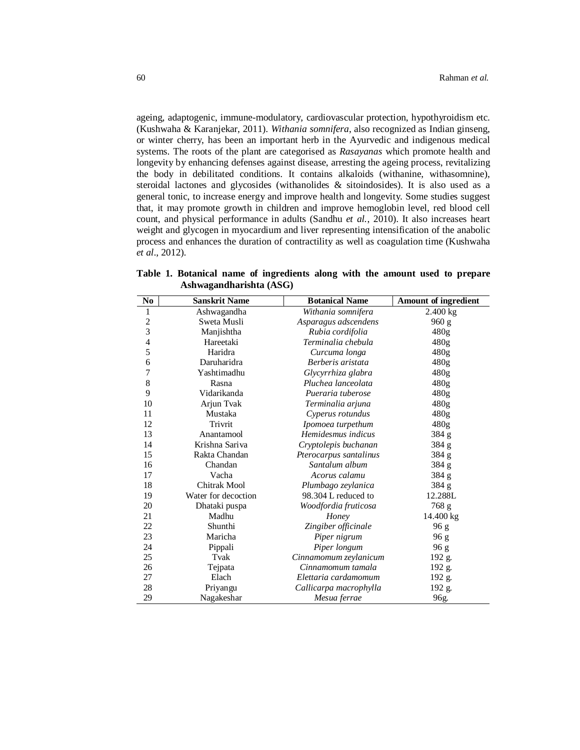ageing, adaptogenic, immune-modulatory, cardiovascular protection, hypothyroidism etc. (Kushwaha & Karanjekar, 2011). *Withania somnifera*, also recognized as Indian ginseng, or winter cherry, has been an important herb in the Ayurvedic and indigenous medical systems. The roots of the plant are categorised as *Rasayanas* which promote health and longevity by enhancing defenses against disease, arresting the ageing process, revitalizing the body in debilitated conditions. It contains alkaloids (withanine, withasomnine), steroidal lactones and glycosides (withanolides & sitoindosides). It is also used as a general tonic, to increase energy and improve health and longevity. Some studies suggest that, it may promote growth in children and improve hemoglobin level, red blood cell count, and physical performance in adults (Sandhu *et al.*, 2010). It also increases heart weight and glycogen in myocardium and liver representing intensification of the anabolic process and enhances the duration of contractility as well as coagulation time (Kushwaha *et al*., 2012).

**Table 1. Botanical name of ingredients along with the amount used to prepare Ashwagandharishta (ASG)**

| No | Sanskrit Name | Botanical Name | Amount of ingredient |
|---|---|---|---|
| 1 | Ashwagandha | *Withania somnifera* | 2.400 kg |
| 2 | Sweta Musli | *Asparagus adscendens* | 960 g |
| 3 | Manjishtha | *Rubia cordifolia* | 480g |
| 4 | Hareetaki | *Terminalia chebula* | 480g |
| 5 | Haridra | *Curcuma longa* | 480g |
| 6 | Daruharidra | *Berberis aristata* | 480g |
| 7 | Yashtimadhu | *Glycyrrhiza glabra* | 480g |
| 8 | Rasna | *Pluchea lanceolata* | 480g |
| 9 | Vidarikanda | *Pueraria tuberose* | 480g |
| 10 | Arjun Tvak | *Terminalia arjuna* | 480g |
| 11 | Mustaka | *Cyperus rotundus* | 480g |
| 12 | Trivrit | *Ipomoea turpethum* | 480g |
| 13 | Anantamool | *Hemidesmus indicus* | 384 g |
| 14 | Krishna Sariva | *Cryptolepis buchanan* | 384 g |
| 15 | Rakta Chandan | *Pterocarpus santalinus* | 384 g |
| 16 | Chandan | *Santalum album* | 384 g |
| 17 | Vacha | *Acorus calamu* | 384 g |
| 18 | Chitrak Mool | *Plumbago zeylanica* | 384 g |
| 19 | Water for decoction | 98.304 L reduced to | 12.288L |
| 20 | Dhataki puspa | *Woodfordia fruticosa* | 768 g |
| 21 | Madhu | *Honey* | 14.400 kg |
| 22 | Shunthi | *Zingiber officinale* | 96 g |
| 23 | Maricha | *Piper nigrum* | 96 g |
| 24 | Pippali | *Piper longum* | 96 g |
| 25 | Tvak | *Cinnamomum zeylanicum* | 192 g. |
| 26 | Tejpata | *Cinnamomum tamala* | 192 g. |
| 27 | Elach | *Elettaria cardamomum* | 192 g. |
| 28 | Priyangu | *Callicarpa macrophylla* | 192 g. |
| 29 | Nagakeshar | *Mesua ferrae* | 96g. |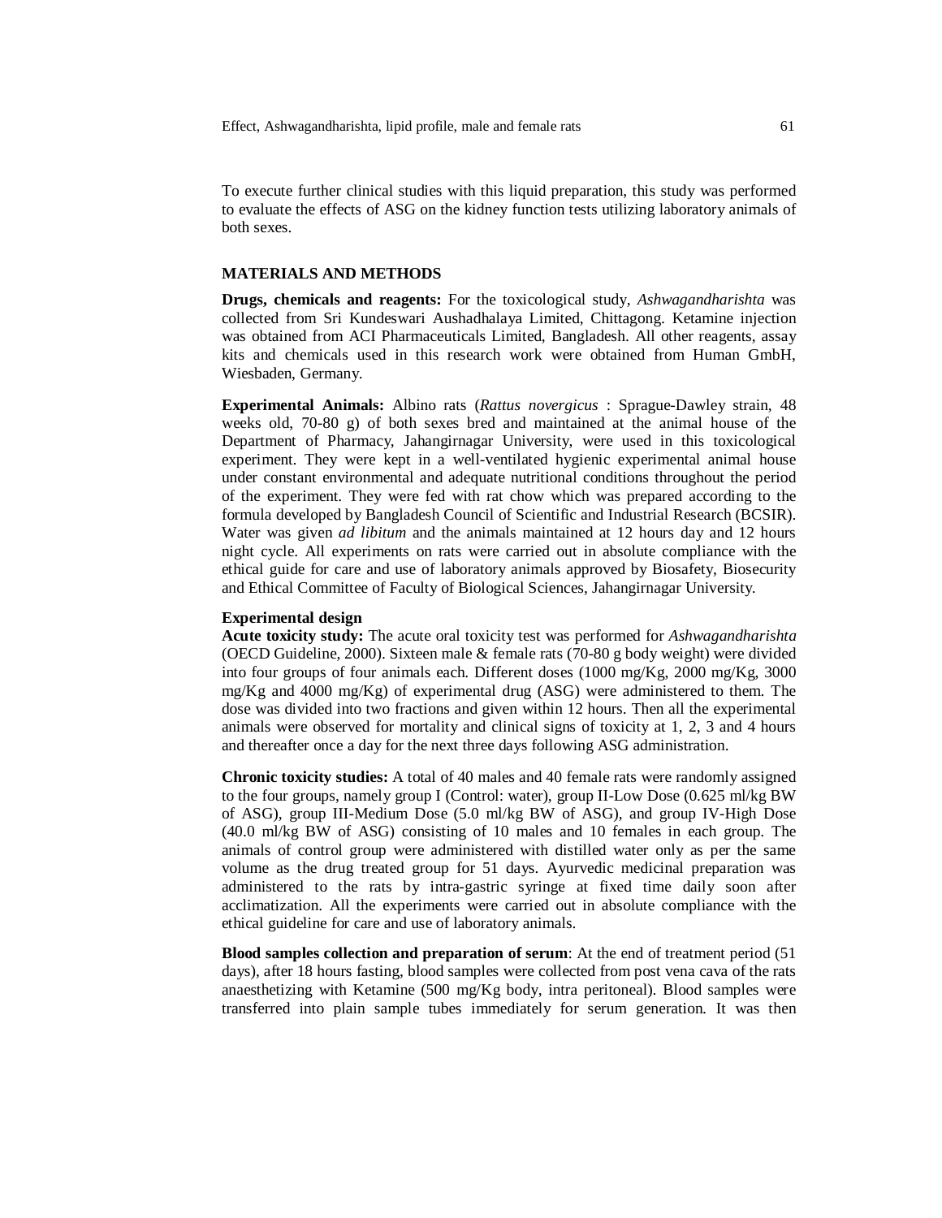To execute further clinical studies with this liquid preparation, this study was performed to evaluate the effects of ASG on the kidney function tests utilizing laboratory animals of both sexes.

## MATERIALS AND METHODS

**Drugs, chemicals and reagents:** For the toxicological study, *Ashwagandharishta* was collected from Sri Kundeswari Aushadhalaya Limited, Chittagong. Ketamine injection was obtained from ACI Pharmaceuticals Limited, Bangladesh. All other reagents, assay kits and chemicals used in this research work were obtained from Human GmbH, Wiesbaden, Germany.

**Experimental Animals:** Albino rats (*Rattus novergicus* : Sprague-Dawley strain, 48 weeks old, 70-80 g) of both sexes bred and maintained at the animal house of the Department of Pharmacy, Jahangirnagar University, were used in this toxicological experiment. They were kept in a well-ventilated hygienic experimental animal house under constant environmental and adequate nutritional conditions throughout the period of the experiment. They were fed with rat chow which was prepared according to the formula developed by Bangladesh Council of Scientific and Industrial Research (BCSIR). Water was given *ad libitum* and the animals maintained at 12 hours day and 12 hours night cycle. All experiments on rats were carried out in absolute compliance with the ethical guide for care and use of laboratory animals approved by Biosafety, Biosecurity and Ethical Committee of Faculty of Biological Sciences, Jahangirnagar University.

**Experimental design**

**Acute toxicity study:** The acute oral toxicity test was performed for *Ashwagandharishta* (OECD Guideline, 2000). Sixteen male & female rats (70-80 g body weight) were divided into four groups of four animals each. Different doses (1000 mg/Kg, 2000 mg/Kg, 3000 mg/Kg and 4000 mg/Kg) of experimental drug (ASG) were administered to them. The dose was divided into two fractions and given within 12 hours. Then all the experimental animals were observed for mortality and clinical signs of toxicity at 1, 2, 3 and 4 hours and thereafter once a day for the next three days following ASG administration.

**Chronic toxicity studies:** A total of 40 males and 40 female rats were randomly assigned to the four groups, namely group I (Control: water), group II-Low Dose (0.625 ml/kg BW of ASG), group III-Medium Dose (5.0 ml/kg BW of ASG), and group IV-High Dose (40.0 ml/kg BW of ASG) consisting of 10 males and 10 females in each group. The animals of control group were administered with distilled water only as per the same volume as the drug treated group for 51 days. Ayurvedic medicinal preparation was administered to the rats by intra-gastric syringe at fixed time daily soon after acclimatization. All the experiments were carried out in absolute compliance with the ethical guideline for care and use of laboratory animals.

**Blood samples collection and preparation of serum**: At the end of treatment period (51 days), after 18 hours fasting, blood samples were collected from post vena cava of the rats anaesthetizing with Ketamine (500 mg/Kg body, intra peritoneal). Blood samples were transferred into plain sample tubes immediately for serum generation. It was then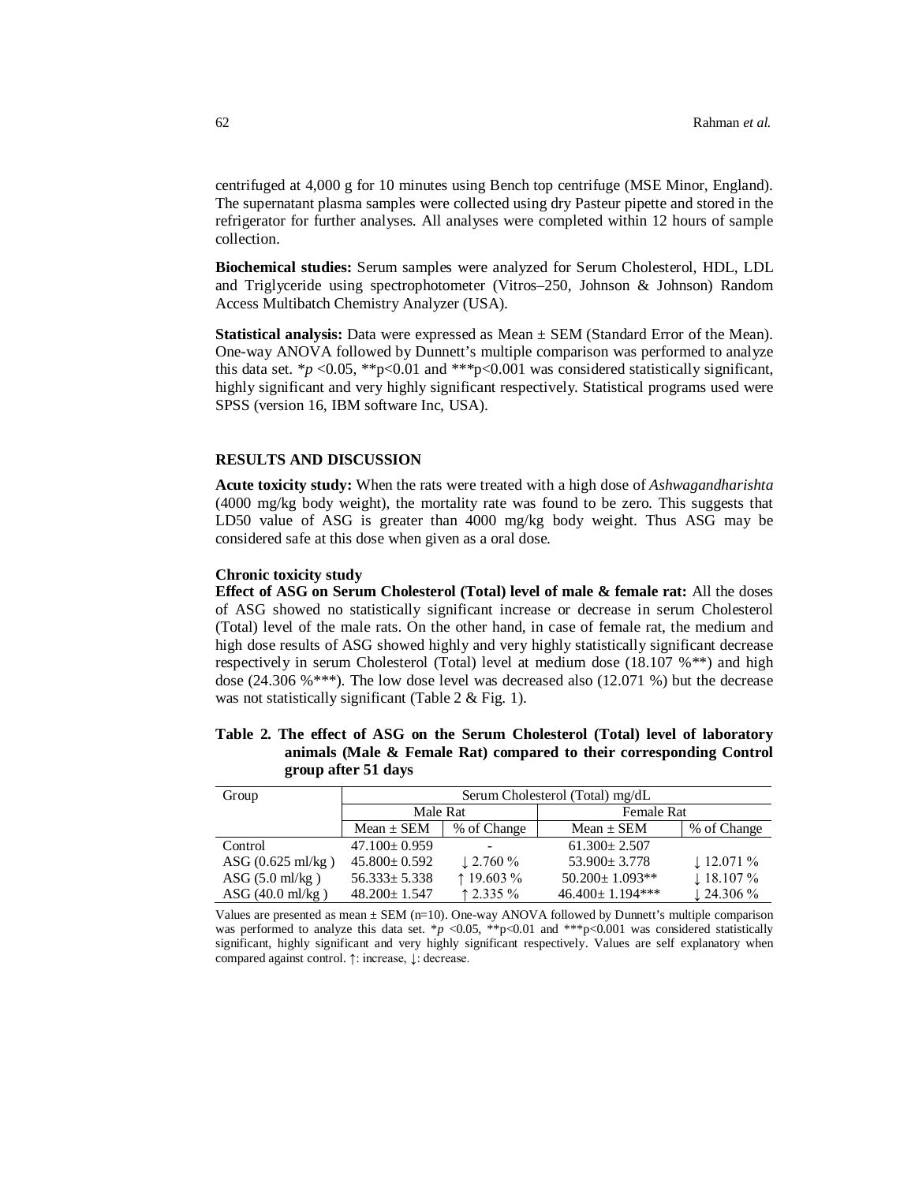centrifuged at 4,000 g for 10 minutes using Bench top centrifuge (MSE Minor, England). The supernatant plasma samples were collected using dry Pasteur pipette and stored in the refrigerator for further analyses. All analyses were completed within 12 hours of sample collection.

**Biochemical studies:** Serum samples were analyzed for Serum Cholesterol, HDL, LDL and Triglyceride using spectrophotometer (Vitros–250, Johnson & Johnson) Random Access Multibatch Chemistry Analyzer (USA).

**Statistical analysis:** Data were expressed as Mean ± SEM (Standard Error of the Mean). One-way ANOVA followed by Dunnett's multiple comparison was performed to analyze this data set. \**p* <0.05, \*\*p<0.01 and \*\*\*p<0.001 was considered statistically significant, highly significant and very highly significant respectively. Statistical programs used were SPSS (version 16, IBM software Inc, USA).

## RESULTS AND DISCUSSION

**Acute toxicity study:** When the rats were treated with a high dose of *Ashwagandharishta* (4000 mg/kg body weight), the mortality rate was found to be zero. This suggests that LD50 value of ASG is greater than 4000 mg/kg body weight. Thus ASG may be considered safe at this dose when given as a oral dose.

### Chronic toxicity study

**Effect of ASG on Serum Cholesterol (Total) level of male & female rat:** All the doses of ASG showed no statistically significant increase or decrease in serum Cholesterol (Total) level of the male rats. On the other hand, in case of female rat, the medium and high dose results of ASG showed highly and very highly statistically significant decrease respectively in serum Cholesterol (Total) level at medium dose (18.107 %\*\*) and high dose (24.306 %\*\*\*). The low dose level was decreased also (12.071 %) but the decrease was not statistically significant (Table 2 & Fig. 1).

**Table 2. The effect of ASG on the Serum Cholesterol (Total) level of laboratory animals (Male & Female Rat) compared to their corresponding Control group after 51 days**

| Group | Serum Cholesterol (Total) mg/dL | | | |
|---|---|---|---|---|
| | Male Rat | | Female Rat | |
| | Mean ± SEM | % of Change | Mean ± SEM | % of Change |
| Control | 47.100± 0.959 | - | 61.300± 2.507 | |
| ASG (0.625 ml/kg ) | 45.800± 0.592 | ↓ 2.760 % | 53.900± 3.778 | ↓ 12.071 % |
| ASG (5.0 ml/kg ) | 56.333± 5.338 | ↑ 19.603 % | 50.200± 1.093\*\* | ↓ 18.107 % |
| ASG (40.0 ml/kg ) | 48.200± 1.547 | ↑ 2.335 % | 46.400± 1.194\*\*\* | ↓ 24.306 % |

Values are presented as mean ± SEM (n=10). One-way ANOVA followed by Dunnett's multiple comparison was performed to analyze this data set. \**p* <0.05, \*\*p<0.01 and \*\*\*p<0.001 was considered statistically significant, highly significant and very highly significant respectively. Values are self explanatory when compared against control. ↑: increase, ↓: decrease.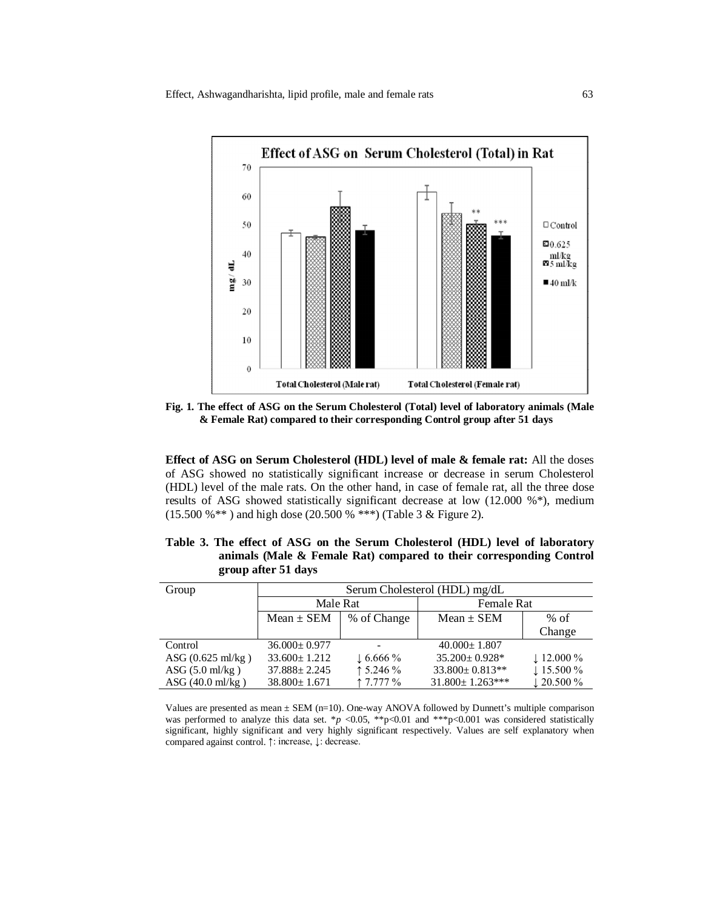Fig. 1. The effect of ASG on the Serum Cholesterol (Total) level of laboratory animals (Male & Female Rat) compared to their corresponding Control group after 51 days

**Effect of ASG on Serum Cholesterol (HDL) level of male & female rat:** All the doses of ASG showed no statistically significant increase or decrease in serum Cholesterol (HDL) level of the male rats. On the other hand, in case of female rat, all the three dose results of ASG showed statistically significant decrease at low (12.000 %*), medium (15.500 %** ) and high dose (20.500 % ***) (Table 3 & Figure 2).

**Table 3. The effect of ASG on the Serum Cholesterol (HDL) level of laboratory animals (Male & Female Rat) compared to their corresponding Control group after 51 days**

| Group | Serum Cholesterol (HDL) mg/dL | | | |
|---|---|---|---|---|
| | Male Rat | | Female Rat | |
| | Mean ± SEM | % of Change | Mean ± SEM | % of Change |
| Control | 36.000± 0.977 | - | 40.000± 1.807 | |
| ASG (0.625 ml/kg ) | 33.600± 1.212 | ↓ 6.666 % | 35.200± 0.928* | ↓ 12.000 % |
| ASG (5.0 ml/kg ) | 37.888± 2.245 | ↑ 5.246 % | 33.800± 0.813** | ↓ 15.500 % |
| ASG (40.0 ml/kg ) | 38.800± 1.671 | ↑ 7.777 % | 31.800± 1.263*** | ↓ 20.500 % |

Values are presented as mean ± SEM (n=10). One-way ANOVA followed by Dunnett's multiple comparison was performed to analyze this data set. *$p$ <0.05, **p<0.01 and ***p<0.001 was considered statistically significant, highly significant and very highly significant respectively. Values are self explanatory when compared against control. ↑: increase, ↓: decrease.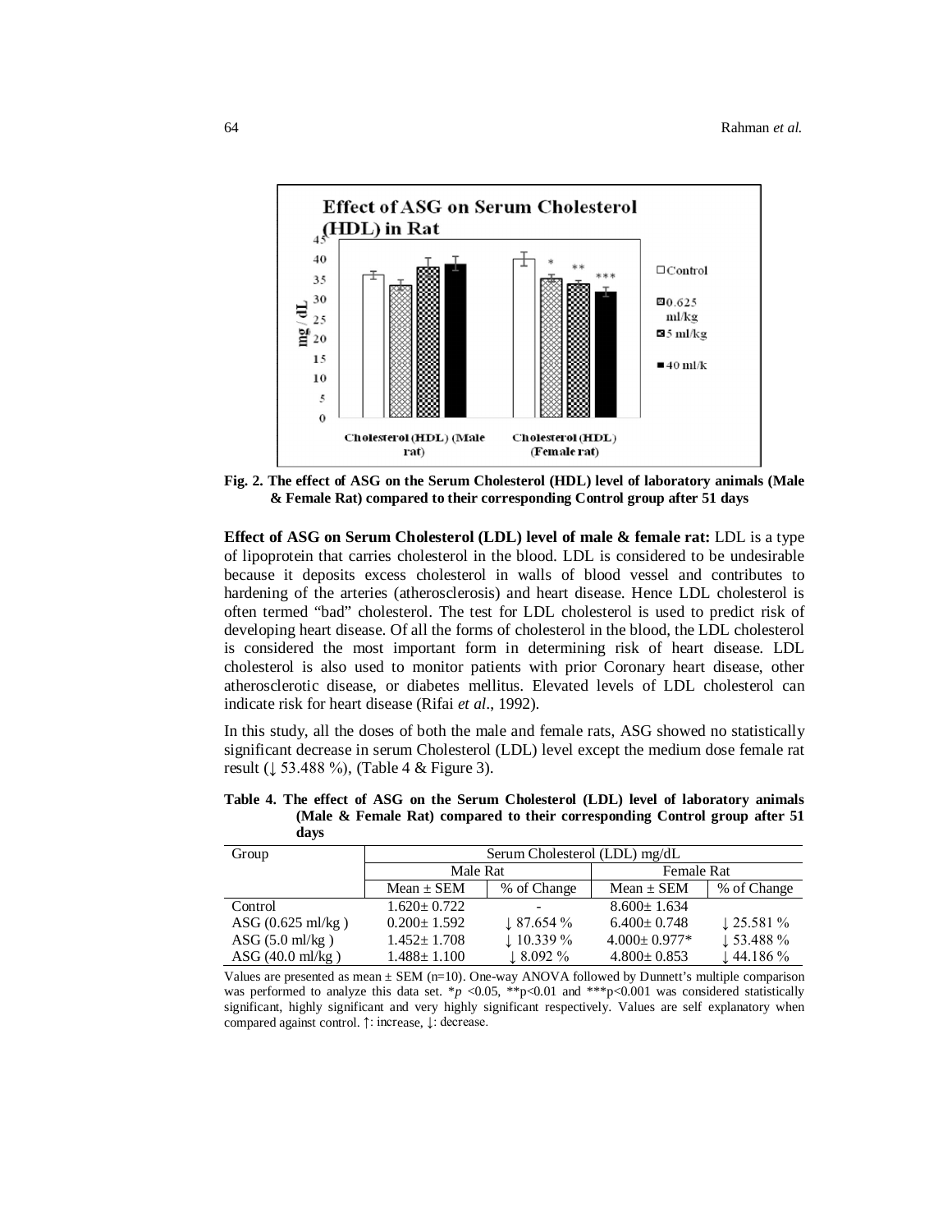**Fig. 2. The effect of ASG on the Serum Cholesterol (HDL) level of laboratory animals (Male & Female Rat) compared to their corresponding Control group after 51 days**

**Effect of ASG on Serum Cholesterol (LDL) level of male & female rat:** LDL is a type of lipoprotein that carries cholesterol in the blood. LDL is considered to be undesirable because it deposits excess cholesterol in walls of blood vessel and contributes to hardening of the arteries (atherosclerosis) and heart disease. Hence LDL cholesterol is often termed "bad" cholesterol. The test for LDL cholesterol is used to predict risk of developing heart disease. Of all the forms of cholesterol in the blood, the LDL cholesterol is considered the most important form in determining risk of heart disease. LDL cholesterol is also used to monitor patients with prior Coronary heart disease, other atherosclerotic disease, or diabetes mellitus. Elevated levels of LDL cholesterol can indicate risk for heart disease (Rifai *et al*., 1992).

In this study, all the doses of both the male and female rats, ASG showed no statistically significant decrease in serum Cholesterol (LDL) level except the medium dose female rat result (↓ 53.488 %), (Table 4 & Figure 3).

**Table 4. The effect of ASG on the Serum Cholesterol (LDL) level of laboratory animals (Male & Female Rat) compared to their corresponding Control group after 51 days**

| Group | Serum Cholesterol (LDL) mg/dL | | | |
|---|---|---|---|---|
| | Male Rat | | Female Rat | |
| | Mean ± SEM | % of Change | Mean ± SEM | % of Change |
| Control | 1.620± 0.722 | - | 8.600± 1.634 | |
| ASG (0.625 ml/kg ) | 0.200± 1.592 | ↓ 87.654 % | 6.400± 0.748 | ↓ 25.581 % |
| ASG (5.0 ml/kg ) | 1.452± 1.708 | ↓ 10.339 % | 4.000± 0.977* | ↓ 53.488 % |
| ASG (40.0 ml/kg ) | 1.488± 1.100 | ↓ 8.092 % | 4.800± 0.853 | ↓ 44.186 % |

Values are presented as mean ± SEM (n=10). One-way ANOVA followed by Dunnett's multiple comparison was performed to analyze this data set. *$p$ <0.05, **p<0.01 and ***p<0.001 was considered statistically significant, highly significant and very highly significant respectively. Values are self explanatory when compared against control. ↑: increase, ↓: decrease.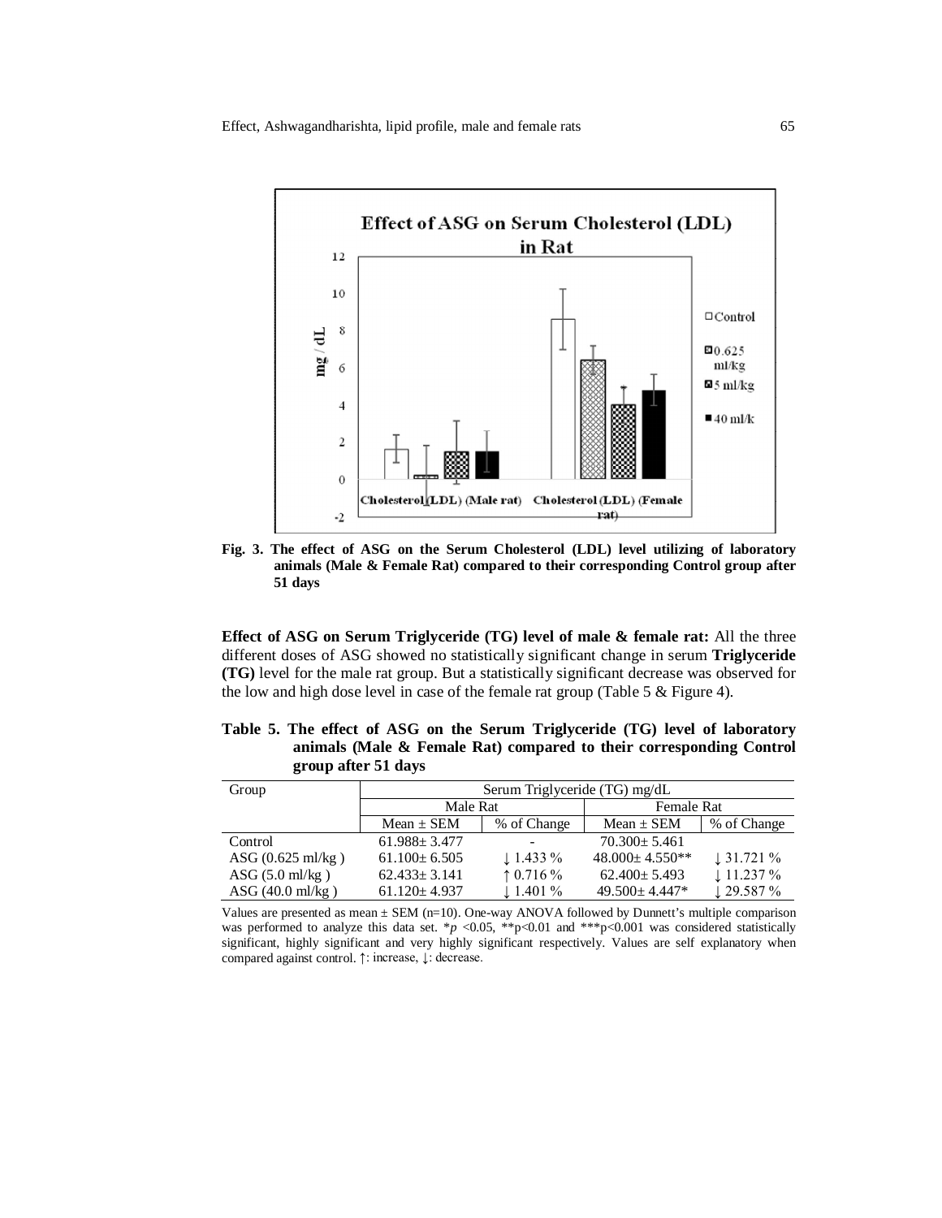Fig. 3. The effect of ASG on the Serum Cholesterol (LDL) level utilizing of laboratory animals (Male & Female Rat) compared to their corresponding Control group after 51 days

**Effect of ASG on Serum Triglyceride (TG) level of male & female rat:** All the three different doses of ASG showed no statistically significant change in serum **Triglyceride (TG)** level for the male rat group. But a statistically significant decrease was observed for the low and high dose level in case of the female rat group (Table 5 & Figure 4).

**Table 5. The effect of ASG on the Serum Triglyceride (TG) level of laboratory animals (Male & Female Rat) compared to their corresponding Control group after 51 days**

| Group | Serum Triglyceride (TG) mg/dL | | | |
|---|---|---|---|---|
| | Male Rat | | Female Rat | |
| | Mean ± SEM | % of Change | Mean ± SEM | % of Change |
| Control | 61.988± 3.477 | - | 70.300± 5.461 | |
| ASG (0.625 ml/kg ) | 61.100± 6.505 | ↓ 1.433 % | 48.000± 4.550** | ↓ 31.721 % |
| ASG (5.0 ml/kg ) | 62.433± 3.141 | ↑ 0.716 % | 62.400± 5.493 | ↓ 11.237 % |
| ASG (40.0 ml/kg ) | 61.120± 4.937 | ↓ 1.401 % | 49.500± 4.447* | ↓ 29.587 % |

Values are presented as mean ± SEM (n=10). One-way ANOVA followed by Dunnett's multiple comparison was performed to analyze this data set. *$p$ <0.05, **p<0.01 and ***p<0.001 was considered statistically significant, highly significant and very highly significant respectively. Values are self explanatory when compared against control. ↑: increase, ↓: decrease.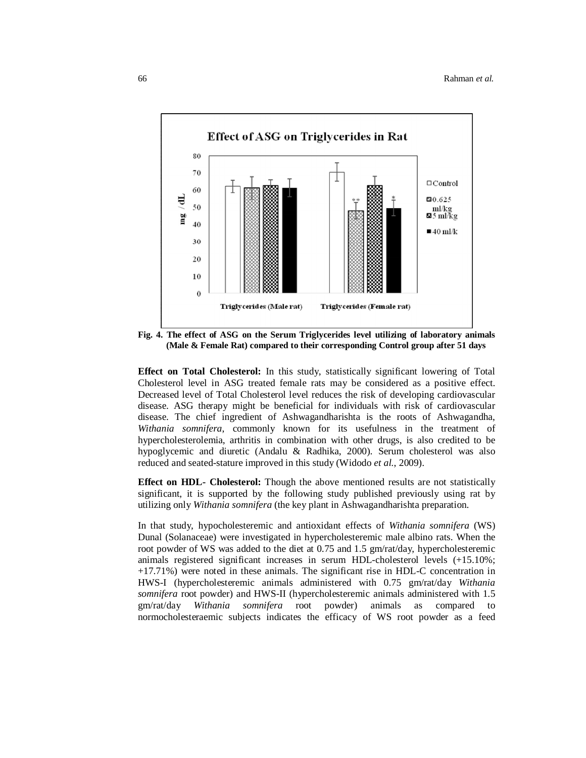**Fig. 4. The effect of ASG on the Serum Triglycerides level utilizing of laboratory animals (Male & Female Rat) compared to their corresponding Control group after 51 days**

**Effect on Total Cholesterol:** In this study, statistically significant lowering of Total Cholesterol level in ASG treated female rats may be considered as a positive effect. Decreased level of Total Cholesterol level reduces the risk of developing cardiovascular disease. ASG therapy might be beneficial for individuals with risk of cardiovascular disease. The chief ingredient of Ashwagandharishta is the roots of Ashwagandha, *Withania somnifera*, commonly known for its usefulness in the treatment of hypercholesterolemia, arthritis in combination with other drugs, is also credited to be hypoglycemic and diuretic (Andalu & Radhika, 2000). Serum cholesterol was also reduced and seated-stature improved in this study (Widodo *et al.*, 2009).

**Effect on HDL- Cholesterol:** Though the above mentioned results are not statistically significant, it is supported by the following study published previously using rat by utilizing only *Withania somnifera* (the key plant in Ashwagandharishta preparation.

In that study, hypocholesteremic and antioxidant effects of *Withania somnifera* (WS) Dunal (Solanaceae) were investigated in hypercholesteremic male albino rats. When the root powder of WS was added to the diet at 0.75 and 1.5 gm/rat/day, hypercholesteremic animals registered significant increases in serum HDL-cholesterol levels (+15.10%; +17.71%) were noted in these animals. The significant rise in HDL-C concentration in HWS-I (hypercholesteremic animals administered with 0.75 gm/rat/day *Withania somnifera* root powder) and HWS-II (hypercholesteremic animals administered with 1.5 gm/rat/day *Withania somnifera* root powder) animals as compared to normocholesteraemic subjects indicates the efficacy of WS root powder as a feed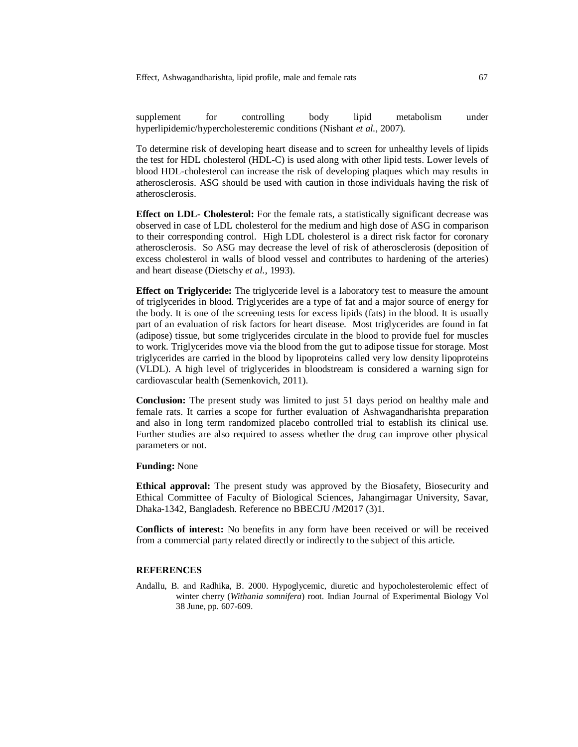supplement for controlling body lipid metabolism under hyperlipidemic/hypercholesteremic conditions (Nishant *et al.,* 2007).

To determine risk of developing heart disease and to screen for unhealthy levels of lipids the test for HDL cholesterol (HDL-C) is used along with other lipid tests. Lower levels of blood HDL-cholesterol can increase the risk of developing plaques which may results in atherosclerosis. ASG should be used with caution in those individuals having the risk of atherosclerosis.

**Effect on LDL- Cholesterol:** For the female rats, a statistically significant decrease was observed in case of LDL cholesterol for the medium and high dose of ASG in comparison to their corresponding control. High LDL cholesterol is a direct risk factor for coronary atherosclerosis. So ASG may decrease the level of risk of atherosclerosis (deposition of excess cholesterol in walls of blood vessel and contributes to hardening of the arteries) and heart disease (Dietschy *et al.*, 1993).

**Effect on Triglyceride:** The triglyceride level is a laboratory test to measure the amount of triglycerides in blood. Triglycerides are a type of fat and a major source of energy for the body. It is one of the screening tests for excess lipids (fats) in the blood. It is usually part of an evaluation of risk factors for heart disease. Most triglycerides are found in fat (adipose) tissue, but some triglycerides circulate in the blood to provide fuel for muscles to work. Triglycerides move via the blood from the gut to adipose tissue for storage. Most triglycerides are carried in the blood by lipoproteins called very low density lipoproteins (VLDL). A high level of triglycerides in bloodstream is considered a warning sign for cardiovascular health (Semenkovich, 2011).

**Conclusion:** The present study was limited to just 51 days period on healthy male and female rats. It carries a scope for further evaluation of Ashwagandharishta preparation and also in long term randomized placebo controlled trial to establish its clinical use. Further studies are also required to assess whether the drug can improve other physical parameters or not.

**Funding:** None

**Ethical approval:** The present study was approved by the Biosafety, Biosecurity and Ethical Committee of Faculty of Biological Sciences, Jahangirnagar University, Savar, Dhaka-1342, Bangladesh. Reference no BBECJU /M2017 (3)1.

**Conflicts of interest:** No benefits in any form have been received or will be received from a commercial party related directly or indirectly to the subject of this article.

## REFERENCES

Andallu, B. and Radhika, B. 2000. Hypoglycemic, diuretic and hypocholesterolemic effect of winter cherry (*Withania somnifera*) root. Indian Journal of Experimental Biology Vol 38 June, pp. 607-609.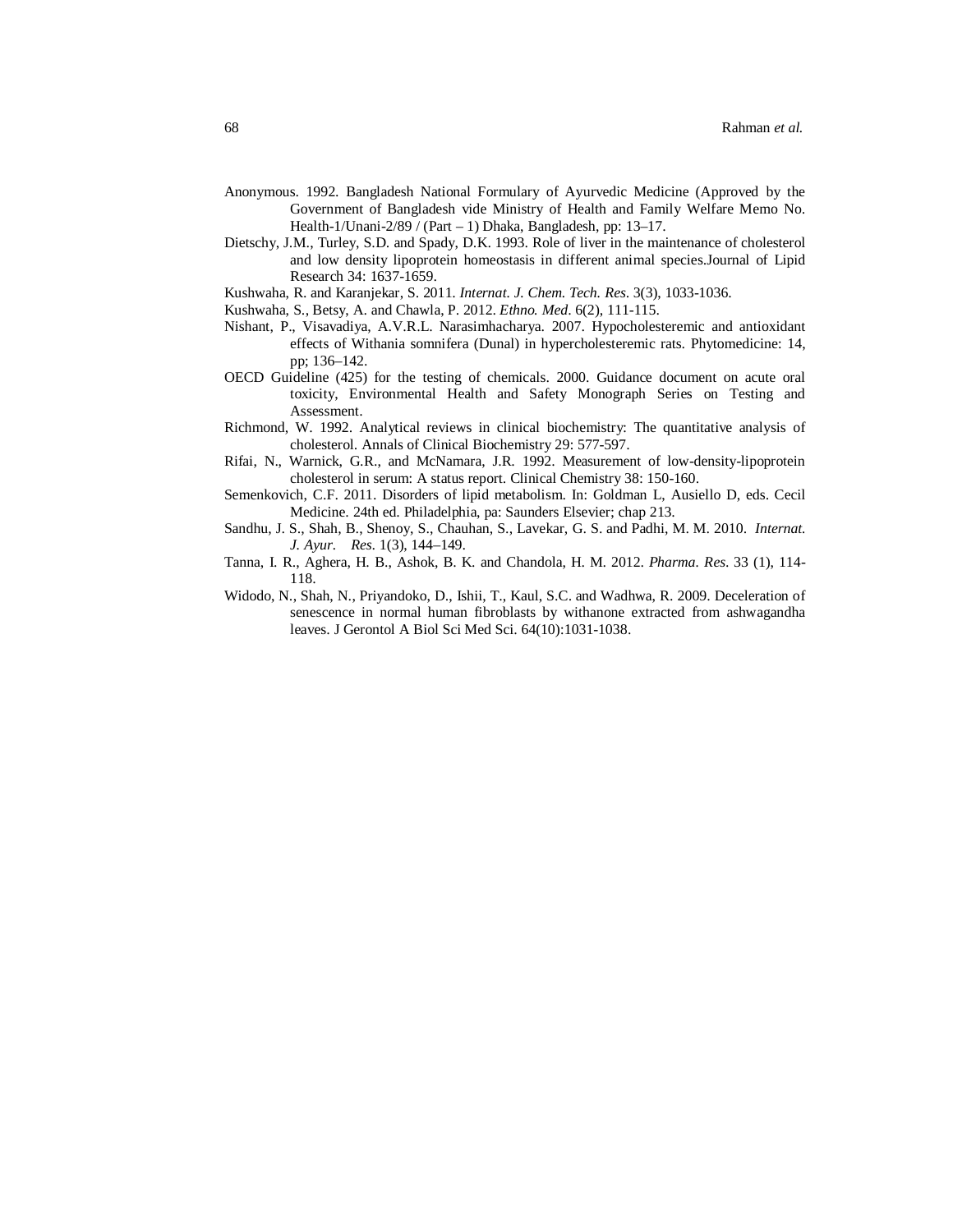Anonymous. 1992. Bangladesh National Formulary of Ayurvedic Medicine (Approved by the Government of Bangladesh vide Ministry of Health and Family Welfare Memo No. Health-1/Unani-2/89 / (Part – 1) Dhaka, Bangladesh, pp: 13–17.

Dietschy, J.M., Turley, S.D. and Spady, D.K. 1993. Role of liver in the maintenance of cholesterol and low density lipoprotein homeostasis in different animal species.Journal of Lipid Research 34: 1637-1659.

Kushwaha, R. and Karanjekar, S. 2011. *Internat. J. Chem. Tech. Res*. 3(3), 1033-1036.

Kushwaha, S., Betsy, A. and Chawla, P. 2012. *Ethno. Med*. 6(2), 111-115.

Nishant, P., Visavadiya, A.V.R.L. Narasimhacharya. 2007. Hypocholesteremic and antioxidant effects of Withania somnifera (Dunal) in hypercholesteremic rats. Phytomedicine: 14, pp; 136–142.

OECD Guideline (425) for the testing of chemicals. 2000. Guidance document on acute oral toxicity, Environmental Health and Safety Monograph Series on Testing and Assessment.

Richmond, W. 1992. Analytical reviews in clinical biochemistry: The quantitative analysis of cholesterol. Annals of Clinical Biochemistry 29: 577-597.

Rifai, N., Warnick, G.R., and McNamara, J.R. 1992. Measurement of low-density-lipoprotein cholesterol in serum: A status report. Clinical Chemistry 38: 150-160.

Semenkovich, C.F. 2011. Disorders of lipid metabolism. In: Goldman L, Ausiello D, eds. Cecil Medicine. 24th ed. Philadelphia, pa: Saunders Elsevier; chap 213.

Sandhu, J. S., Shah, B., Shenoy, S., Chauhan, S., Lavekar, G. S. and Padhi, M. M. 2010. *Internat. J. Ayur. Res*. 1(3), 144–149.

Tanna, I. R., Aghera, H. B., Ashok, B. K. and Chandola, H. M. 2012. *Pharma. Res*. 33 (1), 114-118.

Widodo, N., Shah, N., Priyandoko, D., Ishii, T., Kaul, S.C. and Wadhwa, R. 2009. Deceleration of senescence in normal human fibroblasts by withanone extracted from ashwagandha leaves. J Gerontol A Biol Sci Med Sci. 64(10):1031-1038.